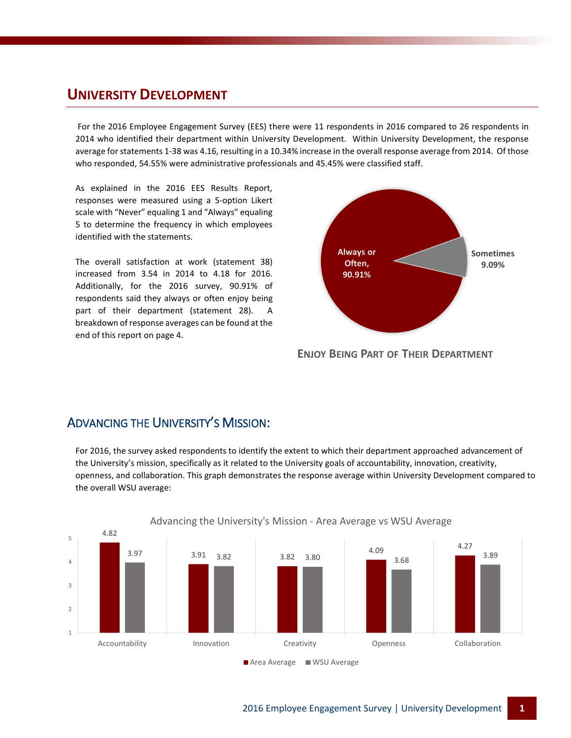## University Development

For the 2016 Employee Engagement Survey (EES) there were 11 respondents in 2016 compared to 26 respondents in 2014 who identified their department within University Development. Within University Development, the response average for statements 1-38 was 4.16, resulting in a 10.34% increase in the overall response average from 2014. Of those who responded, 54.55% were administrative professionals and 45.45% were classified staff.

As explained in the 2016 EES Results Report, responses were measured using a 5-option Likert scale with "Never" equaling 1 and "Always" equaling 5 to determine the frequency in which employees identified with the statements.

The overall satisfaction at work (statement 38) increased from 3.54 in 2014 to 4.18 for 2016. Additionally, for the 2016 survey, 90.91% of respondents said they always or often enjoy being part of their department (statement 28). A breakdown of response averages can be found at the end of this report on page 4.

| Response | Percentage |
|---|---|
| Always or Often | 90.91% |
| Sometimes | 9.09% |

**Enjoy Being Part of Their Department**

## Advancing the University's Mission:

For 2016, the survey asked respondents to identify the extent to which their department approached advancement of the University's mission, specifically as it related to the University goals of accountability, innovation, creativity, openness, and collaboration. This graph demonstrates the response average within University Development compared to the overall WSU average:

**Advancing the University's Mission - Area Average vs WSU Average**

| | Area Average | WSU Average |
|---|---|---|
| Accountability | 4.82 | 3.97 |
| Innovation | 3.91 | 3.82 |
| Creativity | 3.82 | 3.80 |
| Openness | 4.09 | 3.68 |
| Collaboration | 4.27 | 3.89 |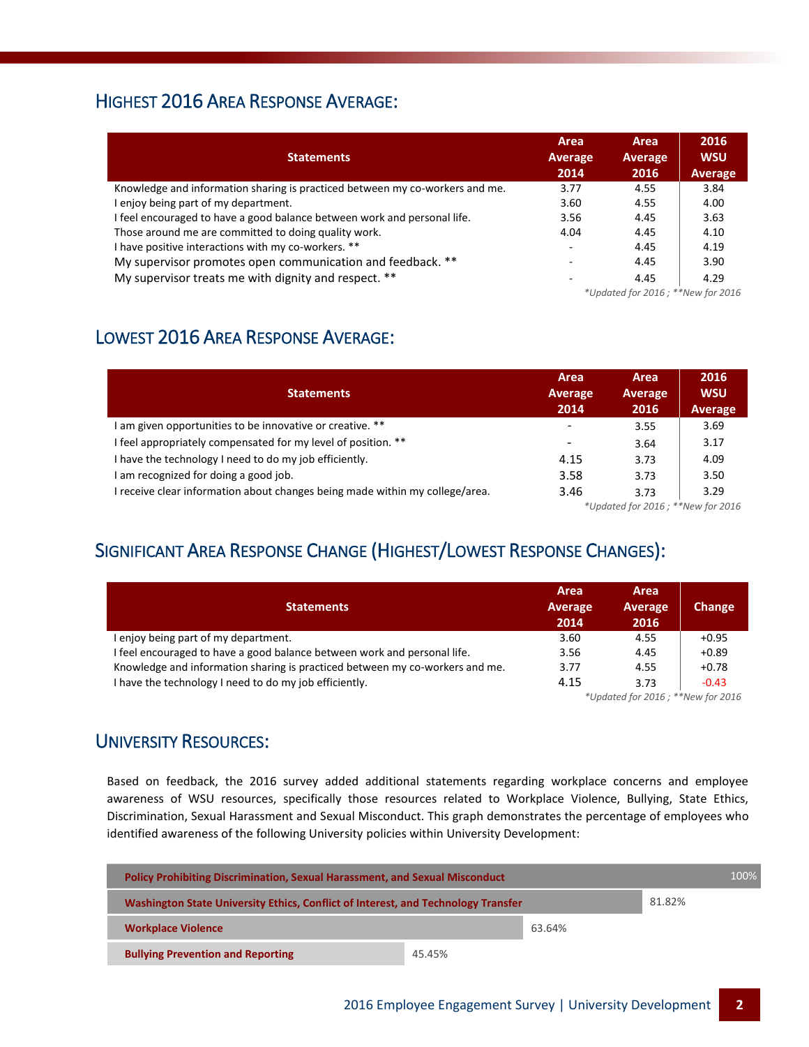## Highest 2016 Area Response Average:

| Statements | Area Average 2014 | Area Average 2016 | 2016 WSU Average |
|---|---|---|---|
| Knowledge and information sharing is practiced between my co-workers and me. | 3.77 | 4.55 | 3.84 |
| I enjoy being part of my department. | 3.60 | 4.55 | 4.00 |
| I feel encouraged to have a good balance between work and personal life. | 3.56 | 4.45 | 3.63 |
| Those around me are committed to doing quality work. | 4.04 | 4.45 | 4.10 |
| I have positive interactions with my co-workers. ** | - | 4.45 | 4.19 |
| My supervisor promotes open communication and feedback. ** | - | 4.45 | 3.90 |
| My supervisor treats me with dignity and respect. ** | - | 4.45 | 4.29 |

*\*Updated for 2016 ; \*\*New for 2016*

## Lowest 2016 Area Response Average:

| Statements | Area Average 2014 | Area Average 2016 | 2016 WSU Average |
|---|---|---|---|
| I am given opportunities to be innovative or creative. ** | - | 3.55 | 3.69 |
| I feel appropriately compensated for my level of position. ** | - | 3.64 | 3.17 |
| I have the technology I need to do my job efficiently. | 4.15 | 3.73 | 4.09 |
| I am recognized for doing a good job. | 3.58 | 3.73 | 3.50 |
| I receive clear information about changes being made within my college/area. | 3.46 | 3.73 | 3.29 |

*\*Updated for 2016 ; \*\*New for 2016*

## Significant Area Response Change (Highest/Lowest Response Changes):

| Statements | Area Average 2014 | Area Average 2016 | Change |
|---|---|---|---|
| I enjoy being part of my department. | 3.60 | 4.55 | +0.95 |
| I feel encouraged to have a good balance between work and personal life. | 3.56 | 4.45 | +0.89 |
| Knowledge and information sharing is practiced between my co-workers and me. | 3.77 | 4.55 | +0.78 |
| I have the technology I need to do my job efficiently. | 4.15 | 3.73 | -0.43 |

*\*Updated for 2016 ; \*\*New for 2016*

## University Resources:

Based on feedback, the 2016 survey added additional statements regarding workplace concerns and employee awareness of WSU resources, specifically those resources related to Workplace Violence, Bullying, State Ethics, Discrimination, Sexual Harassment and Sexual Misconduct. This graph demonstrates the percentage of employees who identified awareness of the following University policies within University Development:

| Policy | Awareness |
|---|---|
| Policy Prohibiting Discrimination, Sexual Harassment, and Sexual Misconduct | 100% |
| Washington State University Ethics, Conflict of Interest, and Technology Transfer | 81.82% |
| Workplace Violence | 63.64% |
| Bullying Prevention and Reporting | 45.45% |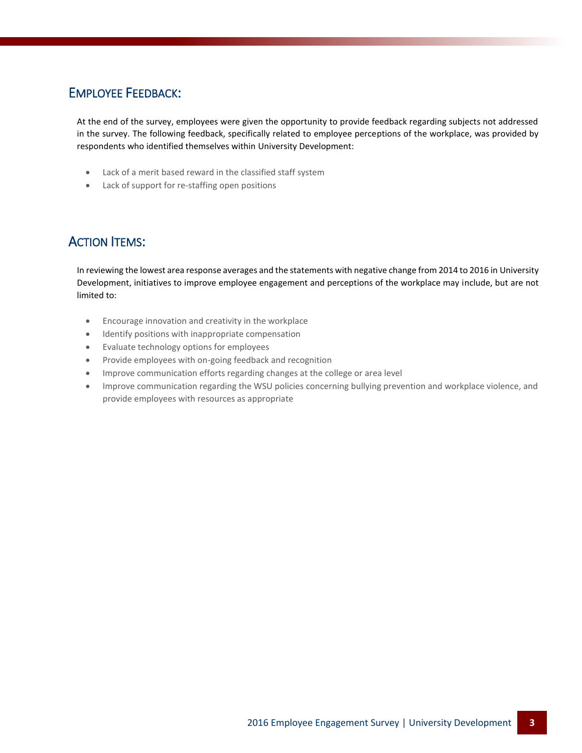## Employee Feedback:

At the end of the survey, employees were given the opportunity to provide feedback regarding subjects not addressed in the survey. The following feedback, specifically related to employee perceptions of the workplace, was provided by respondents who identified themselves within University Development:

- Lack of a merit based reward in the classified staff system
- Lack of support for re-staffing open positions

## Action Items:

In reviewing the lowest area response averages and the statements with negative change from 2014 to 2016 in University Development, initiatives to improve employee engagement and perceptions of the workplace may include, but are not limited to:

- Encourage innovation and creativity in the workplace
- Identify positions with inappropriate compensation
- Evaluate technology options for employees
- Provide employees with on-going feedback and recognition
- Improve communication efforts regarding changes at the college or area level
- Improve communication regarding the WSU policies concerning bullying prevention and workplace violence, and provide employees with resources as appropriate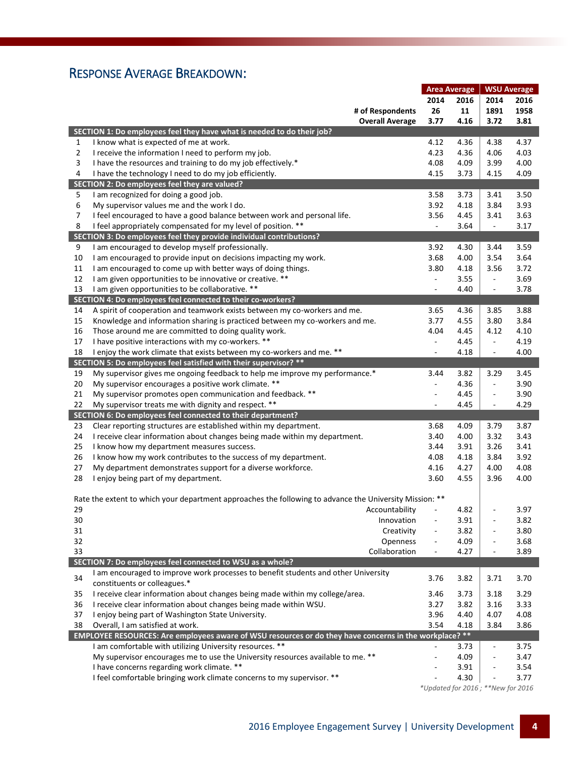## Response Average Breakdown:

| | | Area Average | | WSU Average | |
|---|---|---|---|---|---|
| | | 2014 | 2016 | 2014 | 2016 |
| | # of Respondents | 26 | 11 | 1891 | 1958 |
| | Overall Average | 3.77 | 4.16 | 3.72 | 3.81 |
| **SECTION 1: Do employees feel they have what is needed to do their job?** | | | | | |
| 1 | I know what is expected of me at work. | 4.12 | 4.36 | 4.38 | 4.37 |
| 2 | I receive the information I need to perform my job. | 4.23 | 4.36 | 4.06 | 4.03 |
| 3 | I have the resources and training to do my job effectively.* | 4.08 | 4.09 | 3.99 | 4.00 |
| 4 | I have the technology I need to do my job efficiently. | 4.15 | 3.73 | 4.15 | 4.09 |
| **SECTION 2: Do employees feel they are valued?** | | | | | |
| 5 | I am recognized for doing a good job. | 3.58 | 3.73 | 3.41 | 3.50 |
| 6 | My supervisor values me and the work I do. | 3.92 | 4.18 | 3.84 | 3.93 |
| 7 | I feel encouraged to have a good balance between work and personal life. | 3.56 | 4.45 | 3.41 | 3.63 |
| 8 | I feel appropriately compensated for my level of position. ** | - | 3.64 | - | 3.17 |
| **SECTION 3: Do employees feel they provide individual contributions?** | | | | | |
| 9 | I am encouraged to develop myself professionally. | 3.92 | 4.30 | 3.44 | 3.59 |
| 10 | I am encouraged to provide input on decisions impacting my work. | 3.68 | 4.00 | 3.54 | 3.64 |
| 11 | I am encouraged to come up with better ways of doing things. | 3.80 | 4.18 | 3.56 | 3.72 |
| 12 | I am given opportunities to be innovative or creative. ** | - | 3.55 | - | 3.69 |
| 13 | I am given opportunities to be collaborative. ** | - | 4.40 | - | 3.78 |
| **SECTION 4: Do employees feel connected to their co-workers?** | | | | | |
| 14 | A spirit of cooperation and teamwork exists between my co-workers and me. | 3.65 | 4.36 | 3.85 | 3.88 |
| 15 | Knowledge and information sharing is practiced between my co-workers and me. | 3.77 | 4.55 | 3.80 | 3.84 |
| 16 | Those around me are committed to doing quality work. | 4.04 | 4.45 | 4.12 | 4.10 |
| 17 | I have positive interactions with my co-workers. ** | - | 4.45 | - | 4.19 |
| 18 | I enjoy the work climate that exists between my co-workers and me. ** | - | 4.18 | - | 4.00 |
| **SECTION 5: Do employees feel satisfied with their supervisor? \*\*** | | | | | |
| 19 | My supervisor gives me ongoing feedback to help me improve my performance.* | 3.44 | 3.82 | 3.29 | 3.45 |
| 20 | My supervisor encourages a positive work climate. ** | - | 4.36 | - | 3.90 |
| 21 | My supervisor promotes open communication and feedback. ** | - | 4.45 | - | 3.90 |
| 22 | My supervisor treats me with dignity and respect. ** | - | 4.45 | - | 4.29 |
| **SECTION 6: Do employees feel connected to their department?** | | | | | |
| 23 | Clear reporting structures are established within my department. | 3.68 | 4.09 | 3.79 | 3.87 |
| 24 | I receive clear information about changes being made within my department. | 3.40 | 4.00 | 3.32 | 3.43 |
| 25 | I know how my department measures success. | 3.44 | 3.91 | 3.26 | 3.41 |
| 26 | I know how my work contributes to the success of my department. | 4.08 | 4.18 | 3.84 | 3.92 |
| 27 | My department demonstrates support for a diverse workforce. | 4.16 | 4.27 | 4.00 | 4.08 |
| 28 | I enjoy being part of my department. | 3.60 | 4.55 | 3.96 | 4.00 |
| | Rate the extent to which your department approaches the following to advance the University Mission: ** | | | | |
| 29 | Accountability | - | 4.82 | - | 3.97 |
| 30 | Innovation | - | 3.91 | - | 3.82 |
| 31 | Creativity | - | 3.82 | - | 3.80 |
| 32 | Openness | - | 4.09 | - | 3.68 |
| 33 | Collaboration | - | 4.27 | - | 3.89 |
| **SECTION 7: Do employees feel connected to WSU as a whole?** | | | | | |
| 34 | I am encouraged to improve work processes to benefit students and other University constituents or colleagues.* | 3.76 | 3.82 | 3.71 | 3.70 |
| 35 | I receive clear information about changes being made within my college/area. | 3.46 | 3.73 | 3.18 | 3.29 |
| 36 | I receive clear information about changes being made within WSU. | 3.27 | 3.82 | 3.16 | 3.33 |
| 37 | I enjoy being part of Washington State University. | 3.96 | 4.40 | 4.07 | 4.08 |
| 38 | Overall, I am satisfied at work. | 3.54 | 4.18 | 3.84 | 3.86 |
| **EMPLOYEE RESOURCES: Are employees aware of WSU resources or do they have concerns in the workplace? \*\*** | | | | | |
| | I am comfortable with utilizing University resources. ** | - | 3.73 | - | 3.75 |
| | My supervisor encourages me to use the University resources available to me. ** | - | 4.09 | - | 3.47 |
| | I have concerns regarding work climate. ** | - | 3.91 | - | 3.54 |
| | I feel comfortable bringing work climate concerns to my supervisor. ** | - | 4.30 | - | 3.77 |

*\*Updated for 2016 ; \*\*New for 2016*